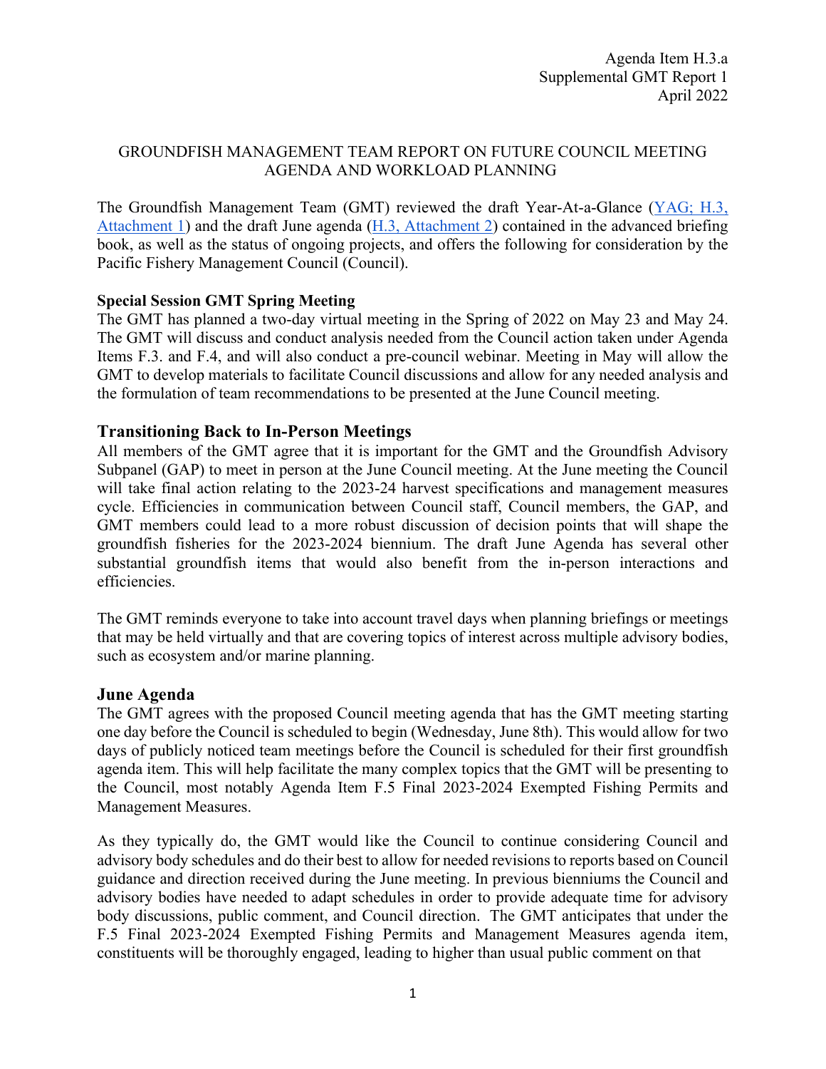Agenda Item H.3.a
Supplemental GMT Report 1
April 2022

# GROUNDFISH MANAGEMENT TEAM REPORT ON FUTURE COUNCIL MEETING AGENDA AND WORKLOAD PLANNING

The Groundfish Management Team (GMT) reviewed the draft Year-At-a-Glance (YAG; H.3, Attachment 1) and the draft June agenda (H.3, Attachment 2) contained in the advanced briefing book, as well as the status of ongoing projects, and offers the following for consideration by the Pacific Fishery Management Council (Council).

**Special Session GMT Spring Meeting**

The GMT has planned a two-day virtual meeting in the Spring of 2022 on May 23 and May 24. The GMT will discuss and conduct analysis needed from the Council action taken under Agenda Items F.3. and F.4, and will also conduct a pre-council webinar. Meeting in May will allow the GMT to develop materials to facilitate Council discussions and allow for any needed analysis and the formulation of team recommendations to be presented at the June Council meeting.

## Transitioning Back to In-Person Meetings

All members of the GMT agree that it is important for the GMT and the Groundfish Advisory Subpanel (GAP) to meet in person at the June Council meeting. At the June meeting the Council will take final action relating to the 2023-24 harvest specifications and management measures cycle. Efficiencies in communication between Council staff, Council members, the GAP, and GMT members could lead to a more robust discussion of decision points that will shape the groundfish fisheries for the 2023-2024 biennium. The draft June Agenda has several other substantial groundfish items that would also benefit from the in-person interactions and efficiencies.

The GMT reminds everyone to take into account travel days when planning briefings or meetings that may be held virtually and that are covering topics of interest across multiple advisory bodies, such as ecosystem and/or marine planning.

## June Agenda

The GMT agrees with the proposed Council meeting agenda that has the GMT meeting starting one day before the Council is scheduled to begin (Wednesday, June 8th). This would allow for two days of publicly noticed team meetings before the Council is scheduled for their first groundfish agenda item. This will help facilitate the many complex topics that the GMT will be presenting to the Council, most notably Agenda Item F.5 Final 2023-2024 Exempted Fishing Permits and Management Measures.

As they typically do, the GMT would like the Council to continue considering Council and advisory body schedules and do their best to allow for needed revisions to reports based on Council guidance and direction received during the June meeting. In previous bienniums the Council and advisory bodies have needed to adapt schedules in order to provide adequate time for advisory body discussions, public comment, and Council direction. The GMT anticipates that under the F.5 Final 2023-2024 Exempted Fishing Permits and Management Measures agenda item, constituents will be thoroughly engaged, leading to higher than usual public comment on that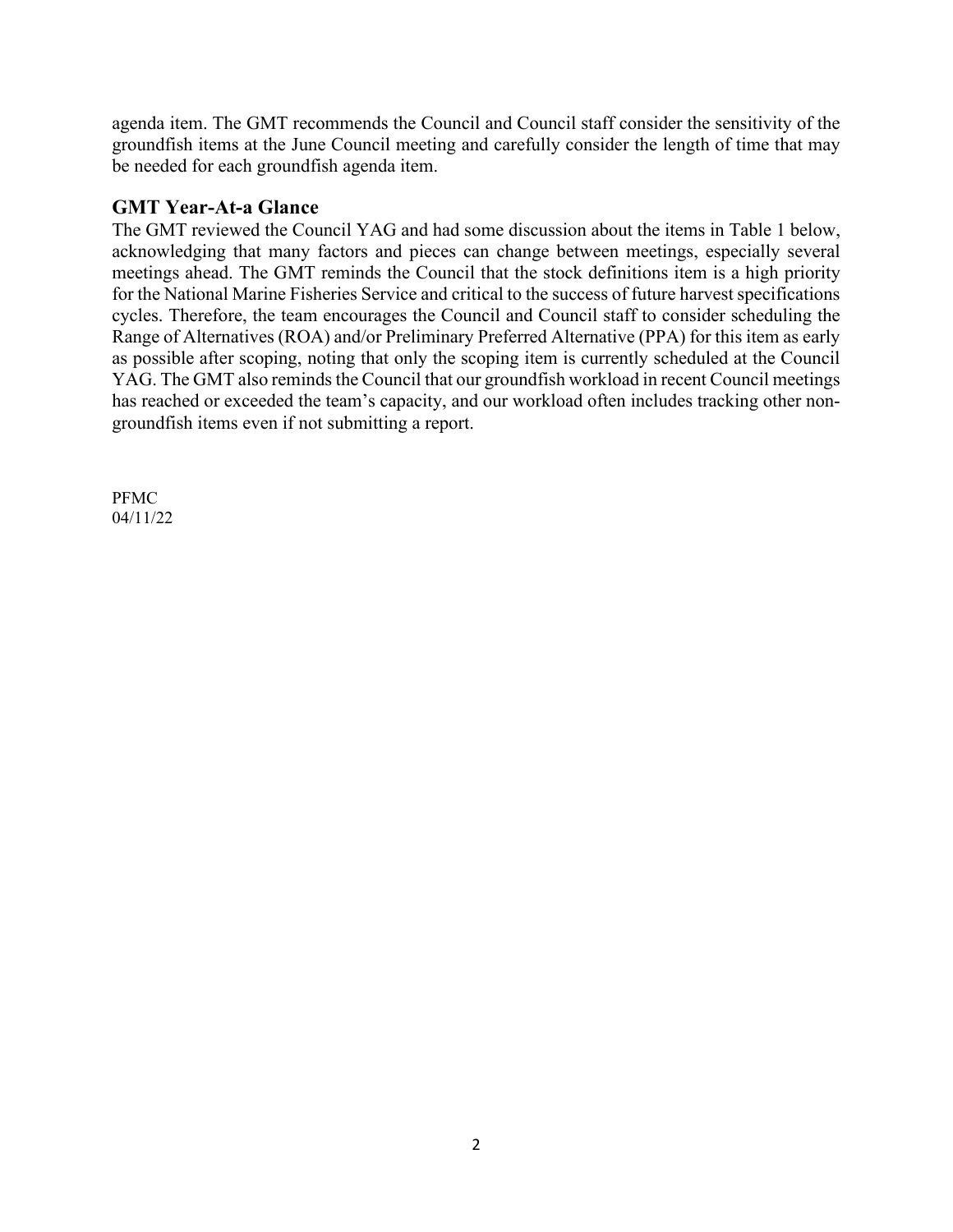agenda item. The GMT recommends the Council and Council staff consider the sensitivity of the groundfish items at the June Council meeting and carefully consider the length of time that may be needed for each groundfish agenda item.

## GMT Year-At-a Glance

The GMT reviewed the Council YAG and had some discussion about the items in Table 1 below, acknowledging that many factors and pieces can change between meetings, especially several meetings ahead. The GMT reminds the Council that the stock definitions item is a high priority for the National Marine Fisheries Service and critical to the success of future harvest specifications cycles. Therefore, the team encourages the Council and Council staff to consider scheduling the Range of Alternatives (ROA) and/or Preliminary Preferred Alternative (PPA) for this item as early as possible after scoping, noting that only the scoping item is currently scheduled at the Council YAG. The GMT also reminds the Council that our groundfish workload in recent Council meetings has reached or exceeded the team's capacity, and our workload often includes tracking other non-groundfish items even if not submitting a report.

PFMC
04/11/22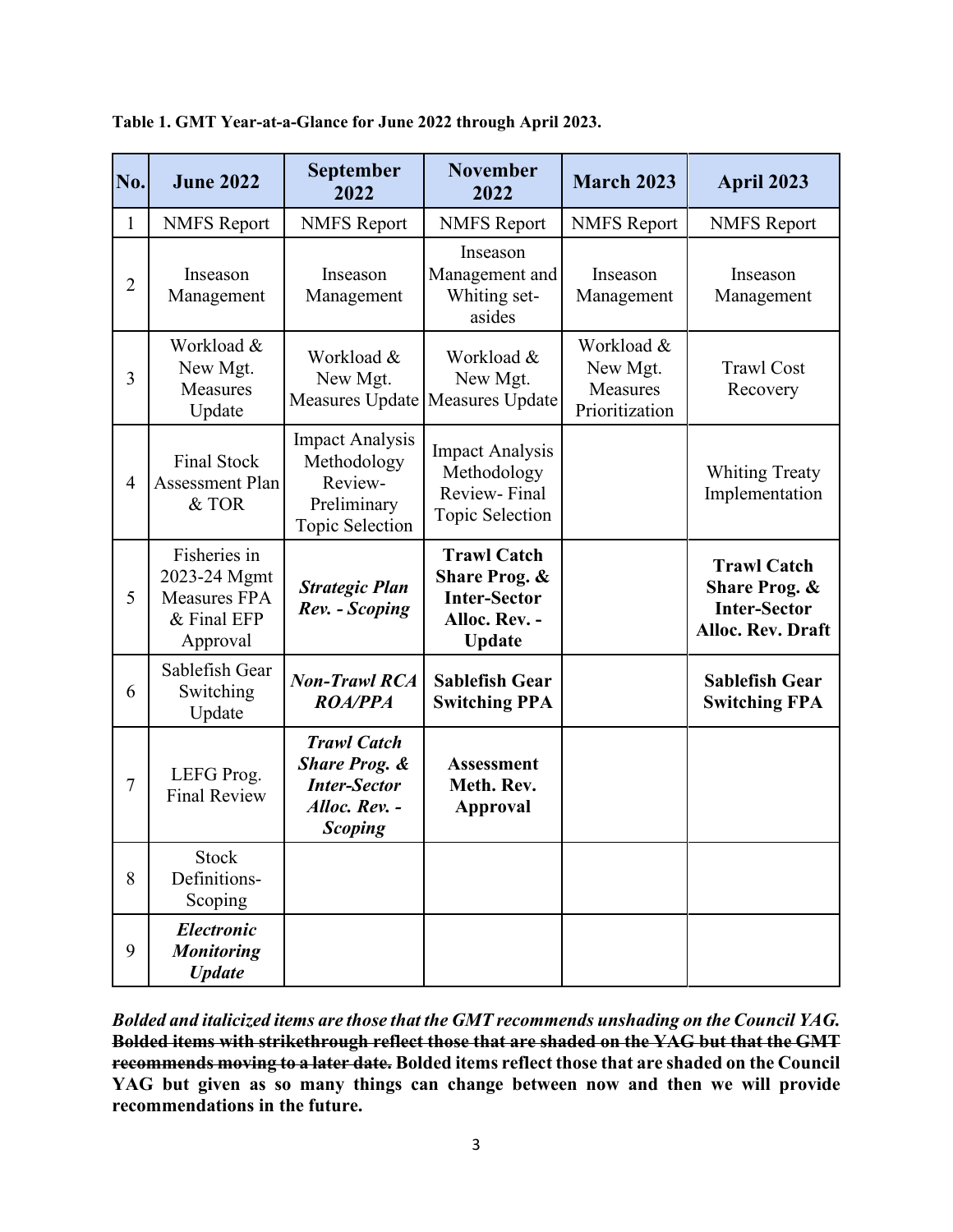**Table 1. GMT Year-at-a-Glance for June 2022 through April 2023.**

| No. | June 2022 | September 2022 | November 2022 | March 2023 | April 2023 |
|---|---|---|---|---|---|
| 1 | NMFS Report | NMFS Report | NMFS Report | NMFS Report | NMFS Report |
| 2 | Inseason Management | Inseason Management | Inseason Management and Whiting set-asides | Inseason Management | Inseason Management |
| 3 | Workload & New Mgt. Measures Update | Workload & New Mgt. Measures Update | Workload & New Mgt. Measures Update | Workload & New Mgt. Measures Prioritization | Trawl Cost Recovery |
| 4 | Final Stock Assessment Plan & TOR | Impact Analysis Methodology Review- Preliminary Topic Selection | Impact Analysis Methodology Review- Final Topic Selection | | Whiting Treaty Implementation |
| 5 | Fisheries in 2023-24 Mgmt Measures FPA & Final EFP Approval | ***Strategic Plan Rev. - Scoping*** | **Trawl Catch Share Prog. & Inter-Sector Alloc. Rev. - Update** | | **Trawl Catch Share Prog. & Inter-Sector Alloc. Rev. Draft** |
| 6 | Sablefish Gear Switching Update | ***Non-Trawl RCA ROA/PPA*** | **Sablefish Gear Switching PPA** | | **Sablefish Gear Switching FPA** |
| 7 | LEFG Prog. Final Review | ***Trawl Catch Share Prog. & Inter-Sector Alloc. Rev. - Scoping*** | **Assessment Meth. Rev. Approval** | | |
| 8 | Stock Definitions-Scoping | | | | |
| 9 | ***Electronic Monitoring Update*** | | | | |

***Bolded and italicized items are those that the GMT recommends unshading on the Council YAG.*** **~~Bolded items with strikethrough reflect those that are shaded on the YAG but that the GMT recommends moving to a later date.~~ Bolded items reflect those that are shaded on the Council YAG but given as so many things can change between now and then we will provide recommendations in the future.**